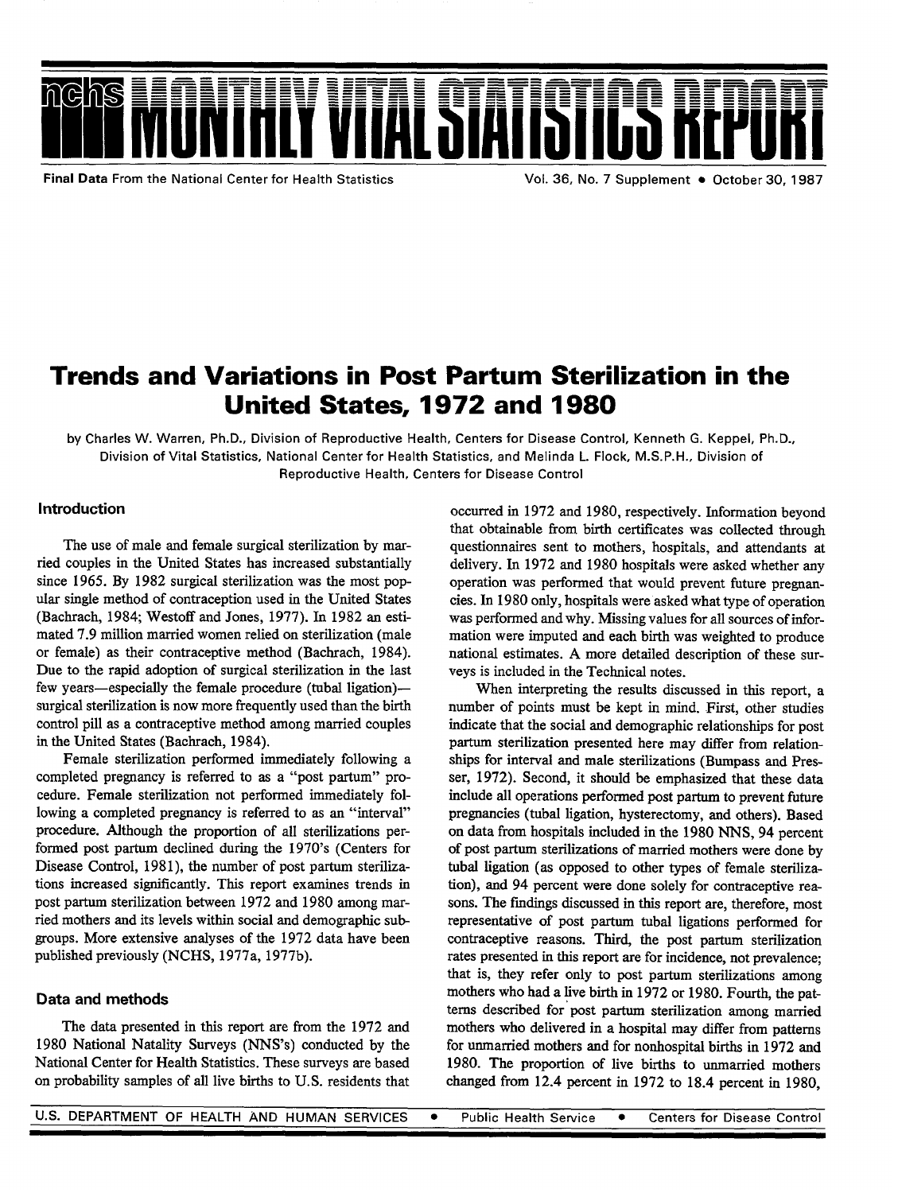# Monthly Vital Statistics Report

Final Data From the National Center for Health Statistics

Vol. 36, No. 7 Supplement • October 30, 1987

## Trends and Variations in Post Partum Sterilization in the United States, 1972 and 1980

by Charles W. Warren, Ph.D., Division of Reproductive Health, Centers for Disease Control, Kenneth G. Keppel, Ph.D., Division of Vital Statistics, National Center for Health Statistics, and Melinda L. Flock, M.S.P.H., Division of Reproductive Health, Centers for Disease Control

### Introduction

The use of male and female surgical sterilization by married couples in the United States has increased substantially since 1965. By 1982 surgical sterilization was the most popular single method of contraception used in the United States (Bachrach, 1984; Westoff and Jones, 1977). In 1982 an estimated 7.9 million married women relied on sterilization (male or female) as their contraceptive method (Bachrach, 1984). Due to the rapid adoption of surgical sterilization in the last few years—especially the female procedure (tubal ligation)—surgical sterilization is now more frequently used than the birth control pill as a contraceptive method among married couples in the United States (Bachrach, 1984).

Female sterilization performed immediately following a completed pregnancy is referred to as a "post partum" procedure. Female sterilization not performed immediately following a completed pregnancy is referred to as an "interval" procedure. Although the proportion of all sterilizations performed post partum declined during the 1970's (Centers for Disease Control, 1981), the number of post partum sterilizations increased significantly. This report examines trends in post partum sterilization between 1972 and 1980 among married mothers and its levels within social and demographic subgroups. More extensive analyses of the 1972 data have been published previously (NCHS, 1977a, 1977b).

### Data and methods

The data presented in this report are from the 1972 and 1980 National Natality Surveys (NNS's) conducted by the National Center for Health Statistics. These surveys are based on probability samples of all live births to U.S. residents that occurred in 1972 and 1980, respectively. Information beyond that obtainable from birth certificates was collected through questionnaires sent to mothers, hospitals, and attendants at delivery. In 1972 and 1980 hospitals were asked whether any operation was performed that would prevent future pregnancies. In 1980 only, hospitals were asked what type of operation was performed and why. Missing values for all sources of information were imputed and each birth was weighted to produce national estimates. A more detailed description of these surveys is included in the Technical notes.

When interpreting the results discussed in this report, a number of points must be kept in mind. First, other studies indicate that the social and demographic relationships for post partum sterilization presented here may differ from relationships for interval and male sterilizations (Bumpass and Presser, 1972). Second, it should be emphasized that these data include all operations performed post partum to prevent future pregnancies (tubal ligation, hysterectomy, and others). Based on data from hospitals included in the 1980 NNS, 94 percent of post partum sterilizations of married mothers were done by tubal ligation (as opposed to other types of female sterilization), and 94 percent were done solely for contraceptive reasons. The findings discussed in this report are, therefore, most representative of post partum tubal ligations performed for contraceptive reasons. Third, the post partum sterilization rates presented in this report are for incidence, not prevalence; that is, they refer only to post partum sterilizations among mothers who had a live birth in 1972 or 1980. Fourth, the patterns described for post partum sterilization among married mothers who delivered in a hospital may differ from patterns for unmarried mothers and for nonhospital births in 1972 and 1980. The proportion of live births to unmarried mothers changed from 12.4 percent in 1972 to 18.4 percent in 1980,

U.S. DEPARTMENT OF HEALTH AND HUMAN SERVICES • Public Health Service • Centers for Disease Control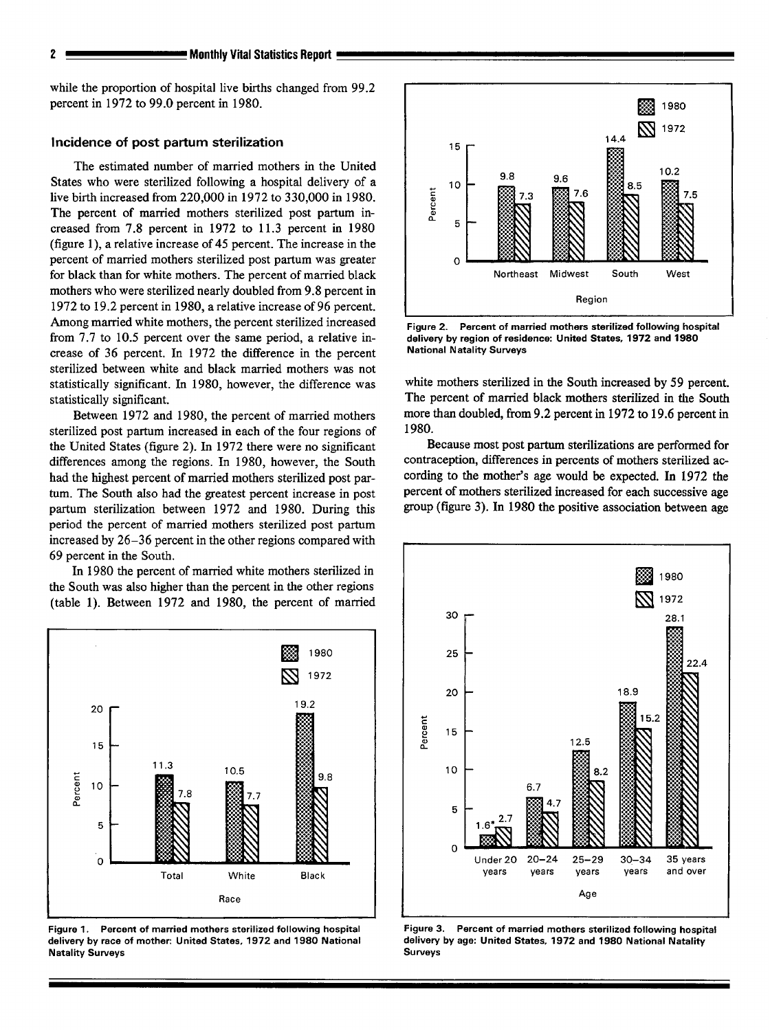while the proportion of hospital live births changed from 99.2 percent in 1972 to 99.0 percent in 1980.

### Incidence of post partum sterilization

The estimated number of married mothers in the United States who were sterilized following a hospital delivery of a live birth increased from 220,000 in 1972 to 330,000 in 1980. The percent of married mothers sterilized post partum increased from 7.8 percent in 1972 to 11.3 percent in 1980 (figure 1), a relative increase of 45 percent. The increase in the percent of married mothers sterilized post partum was greater for black than for white mothers. The percent of married black mothers who were sterilized nearly doubled from 9.8 percent in 1972 to 19.2 percent in 1980, a relative increase of 96 percent. Among married white mothers, the percent sterilized increased from 7.7 to 10.5 percent over the same period, a relative increase of 36 percent. In 1972 the difference in the percent sterilized between white and black married mothers was not statistically significant. In 1980, however, the difference was statistically significant.

Between 1972 and 1980, the percent of married mothers sterilized post partum increased in each of the four regions of the United States (figure 2). In 1972 there were no significant differences among the regions. In 1980, however, the South had the highest percent of married mothers sterilized post partum. The South also had the greatest percent increase in post partum sterilization between 1972 and 1980. During this period the percent of married mothers sterilized post partum increased by 26–36 percent in the other regions compared with 69 percent in the South.

In 1980 the percent of married white mothers sterilized in the South was also higher than the percent in the other regions (table 1). Between 1972 and 1980, the percent of married white mothers sterilized in the South increased by 59 percent. The percent of married black mothers sterilized in the South more than doubled, from 9.2 percent in 1972 to 19.6 percent in 1980.

Because most post partum sterilizations are performed for contraception, differences in percents of mothers sterilized according to the mother's age would be expected. In 1972 the percent of mothers sterilized increased for each successive age group (figure 3). In 1980 the positive association between age

**Figure 1. Percent of married mothers sterilized following hospital delivery by race of mother: United States, 1972 and 1980 National Natality Surveys**

**Figure 2. Percent of married mothers sterilized following hospital delivery by region of residence: United States, 1972 and 1980 National Natality Surveys**

**Figure 3. Percent of married mothers sterilized following hospital delivery by age: United States, 1972 and 1980 National Natality Surveys**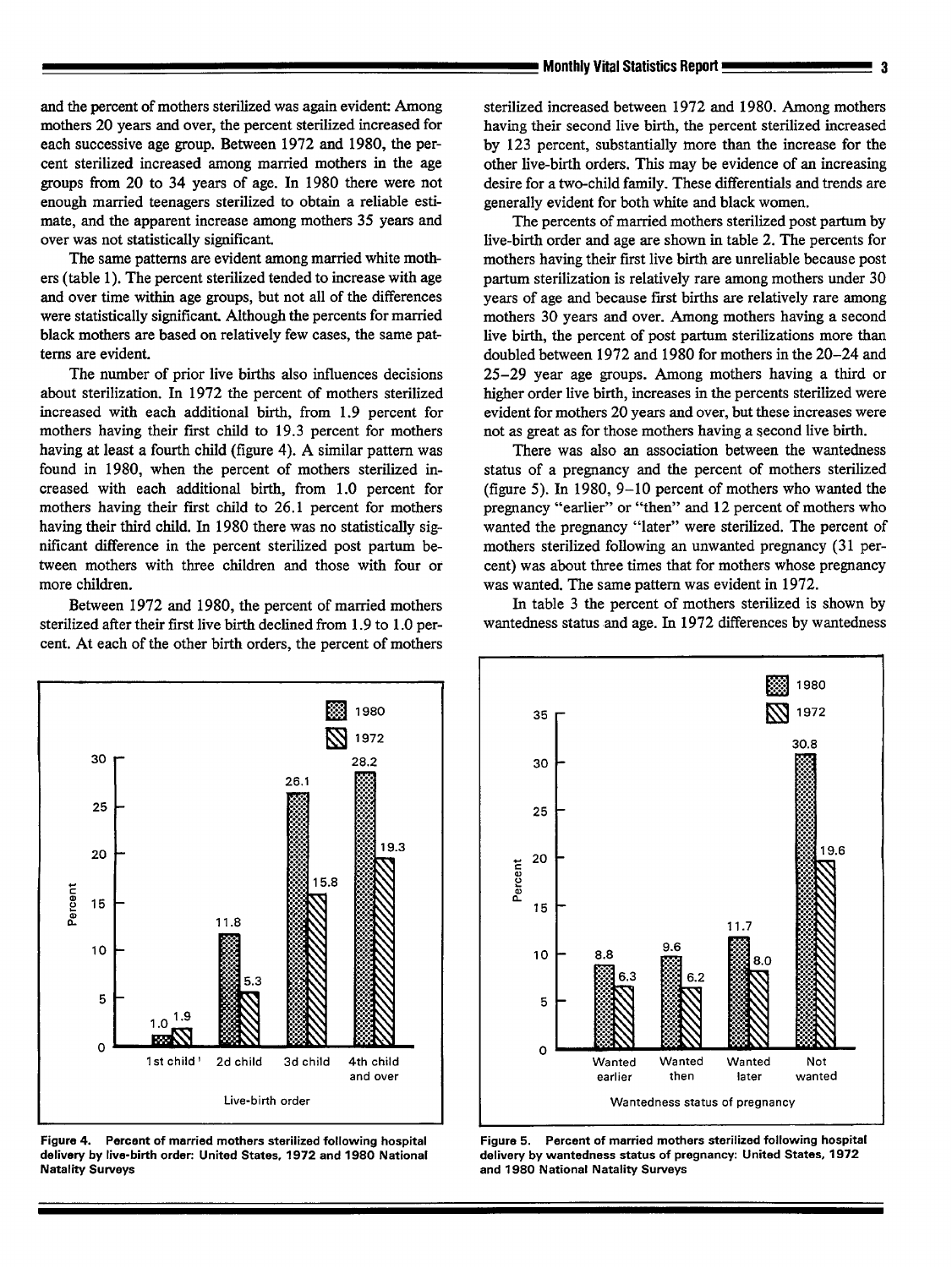and the percent of mothers sterilized was again evident: Among mothers 20 years and over, the percent sterilized increased for each successive age group. Between 1972 and 1980, the percent sterilized increased among married mothers in the age groups from 20 to 34 years of age. In 1980 there were not enough married teenagers sterilized to obtain a reliable estimate, and the apparent increase among mothers 35 years and over was not statistically significant.

The same patterns are evident among married white mothers (table 1). The percent sterilized tended to increase with age and over time within age groups, but not all of the differences were statistically significant. Although the percents for married black mothers are based on relatively few cases, the same patterns are evident.

The number of prior live births also influences decisions about sterilization. In 1972 the percent of mothers sterilized increased with each additional birth, from 1.9 percent for mothers having their first child to 19.3 percent for mothers having at least a fourth child (figure 4). A similar pattern was found in 1980, when the percent of mothers sterilized increased with each additional birth, from 1.0 percent for mothers having their first child to 26.1 percent for mothers having their third child. In 1980 there was no statistically significant difference in the percent sterilized post partum between mothers with three children and those with four or more children.

Between 1972 and 1980, the percent of married mothers sterilized after their first live birth declined from 1.9 to 1.0 percent. At each of the other birth orders, the percent of mothers sterilized increased between 1972 and 1980. Among mothers having their second live birth, the percent sterilized increased by 123 percent, substantially more than the increase for the other live-birth orders. This may be evidence of an increasing desire for a two-child family. These differentials and trends are generally evident for both white and black women.

The percents of married mothers sterilized post partum by live-birth order and age are shown in table 2. The percents for mothers having their first live birth are unreliable because post partum sterilization is relatively rare among mothers under 30 years of age and because first births are relatively rare among mothers 30 years and over. Among mothers having a second live birth, the percent of post partum sterilizations more than doubled between 1972 and 1980 for mothers in the 20–24 and 25–29 year age groups. Among mothers having a third or higher order live birth, increases in the percents sterilized were evident for mothers 20 years and over, but these increases were not as great as for those mothers having a second live birth.

There was also an association between the wantedness status of a pregnancy and the percent of mothers sterilized (figure 5). In 1980, 9–10 percent of mothers who wanted the pregnancy "earlier" or "then" and 12 percent of mothers who wanted the pregnancy "later" were sterilized. The percent of mothers sterilized following an unwanted pregnancy (31 percent) was about three times that for mothers whose pregnancy was wanted. The same pattern was evident in 1972.

In table 3 the percent of mothers sterilized is shown by wantedness status and age. In 1972 differences by wantedness

| Live-birth order | 1980 | 1972 |
|---|---|---|
| 1st child[1] | 1.0 | 1.9 |
| 2d child | 11.8 | 5.3 |
| 3d child | 26.1 | 15.8 |
| 4th child and over | 28.2 | 19.3 |

**Figure 4. Percent of married mothers sterilized following hospital delivery by live-birth order: United States, 1972 and 1980 National Natality Surveys**

| Wantedness status of pregnancy | 1980 | 1972 |
|---|---|---|
| Wanted earlier | 8.8 | 6.3 |
| Wanted then | 9.6 | 6.2 |
| Wanted later | 11.7 | 8.0 |
| Not wanted | 30.8 | 19.6 |

**Figure 5. Percent of married mothers sterilized following hospital delivery by wantedness status of pregnancy: United States, 1972 and 1980 National Natality Surveys**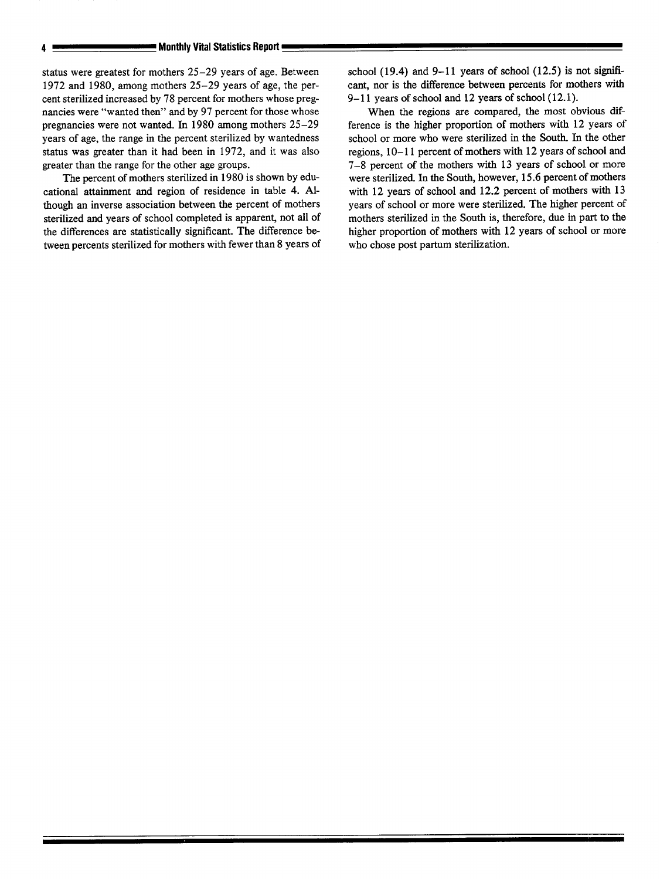status were greatest for mothers 25–29 years of age. Between 1972 and 1980, among mothers 25–29 years of age, the percent sterilized increased by 78 percent for mothers whose pregnancies were "wanted then" and by 97 percent for those whose pregnancies were not wanted. In 1980 among mothers 25–29 years of age, the range in the percent sterilized by wantedness status was greater than it had been in 1972, and it was also greater than the range for the other age groups.

The percent of mothers sterilized in 1980 is shown by educational attainment and region of residence in table 4. Although an inverse association between the percent of mothers sterilized and years of school completed is apparent, not all of the differences are statistically significant. The difference between percents sterilized for mothers with fewer than 8 years of school (19.4) and 9–11 years of school (12.5) is not significant, nor is the difference between percents for mothers with 9–11 years of school and 12 years of school (12.1).

When the regions are compared, the most obvious difference is the higher proportion of mothers with 12 years of school or more who were sterilized in the South. In the other regions, 10–11 percent of mothers with 12 years of school and 7–8 percent of the mothers with 13 years of school or more were sterilized. In the South, however, 15.6 percent of mothers with 12 years of school and 12.2 percent of mothers with 13 years of school or more were sterilized. The higher percent of mothers sterilized in the South is, therefore, due in part to the higher proportion of mothers with 12 years of school or more who chose post partum sterilization.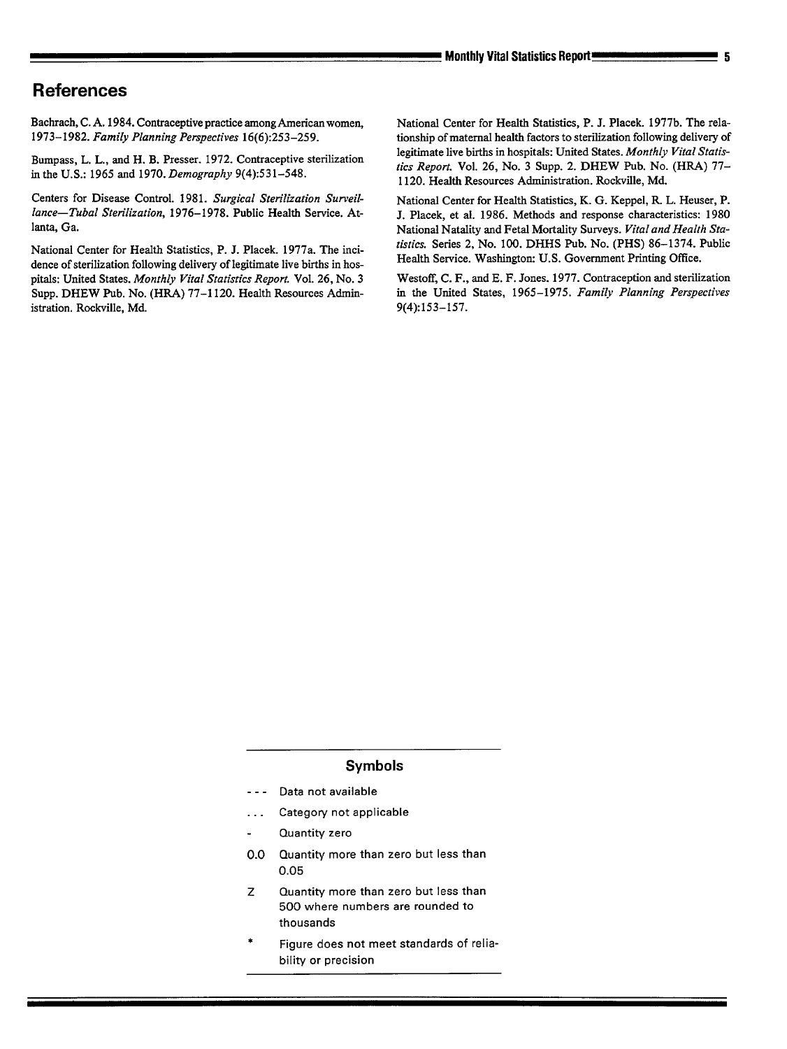## References

Bachrach, C. A. 1984. Contraceptive practice among American women, 1973–1982. *Family Planning Perspectives* 16(6):253–259.

Bumpass, L. L., and H. B. Presser. 1972. Contraceptive sterilization in the U.S.: 1965 and 1970. *Demography* 9(4):531–548.

Centers for Disease Control. 1981. *Surgical Sterilization Surveillance—Tubal Sterilization*, 1976–1978. Public Health Service. Atlanta, Ga.

National Center for Health Statistics, P. J. Placek. 1977a. The incidence of sterilization following delivery of legitimate live births in hospitals: United States. *Monthly Vital Statistics Report.* Vol. 26, No. 3 Supp. DHEW Pub. No. (HRA) 77–1120. Health Resources Administration. Rockville, Md.

National Center for Health Statistics, P. J. Placek. 1977b. The relationship of maternal health factors to sterilization following delivery of legitimate live births in hospitals: United States. *Monthly Vital Statistics Report.* Vol. 26, No. 3 Supp. 2. DHEW Pub. No. (HRA) 77–1120. Health Resources Administration. Rockville, Md.

National Center for Health Statistics, K. G. Keppel, R. L. Heuser, P. J. Placek, et al. 1986. Methods and response characteristics: 1980 National Natality and Fetal Mortality Surveys. *Vital and Health Statistics.* Series 2, No. 100. DHHS Pub. No. (PHS) 86–1374. Public Health Service. Washington: U.S. Government Printing Office.

Westoff, C. F., and E. F. Jones. 1977. Contraception and sterilization in the United States, 1965–1975. *Family Planning Perspectives* 9(4):153–157.

### Symbols

| Symbol | Meaning |
|---|---|
| --- | Data not available |
| ... | Category not applicable |
| - | Quantity zero |
| 0.0 | Quantity more than zero but less than 0.05 |
| Z | Quantity more than zero but less than 500 where numbers are rounded to thousands |
| * | Figure does not meet standards of reliability or precision |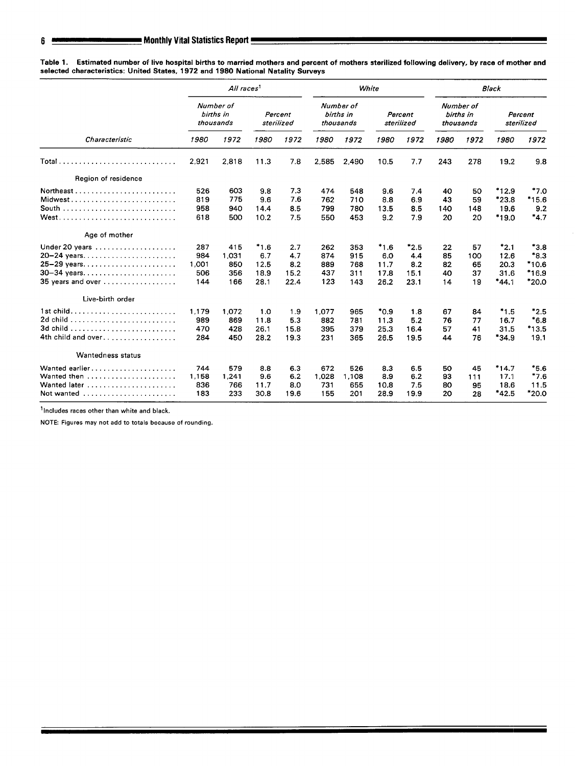**Table 1. Estimated number of live hospital births to married mothers and percent of mothers sterilized following delivery, by race of mother and selected characteristics: United States, 1972 and 1980 National Natality Surveys**

| Characteristic | All races[1] | | | | White | | | | Black | | | |
|---|---|---|---|---|---|---|---|---|---|---|---|---|
| | Number of births in thousands | | Percent sterilized | | Number of births in thousands | | Percent sterilized | | Number of births in thousands | | Percent sterilized | |
| | 1980 | 1972 | 1980 | 1972 | 1980 | 1972 | 1980 | 1972 | 1980 | 1972 | 1980 | 1972 |
| Total | 2,921 | 2,818 | 11.3 | 7.8 | 2,585 | 2,490 | 10.5 | 7.7 | 243 | 278 | 19.2 | 9.8 |
| **Region of residence** | | | | | | | | | | | | |
| Northeast | 526 | 603 | 9.8 | 7.3 | 474 | 548 | 9.6 | 7.4 | 40 | 50 | *12.9 | *7.0 |
| Midwest | 819 | 775 | 9.6 | 7.6 | 762 | 710 | 8.8 | 6.9 | 43 | 59 | *23.8 | *15.6 |
| South | 958 | 940 | 14.4 | 8.5 | 799 | 780 | 13.5 | 8.5 | 140 | 148 | 19.6 | 9.2 |
| West | 618 | 500 | 10.2 | 7.5 | 550 | 453 | 9.2 | 7.9 | 20 | 20 | *19.0 | *4.7 |
| **Age of mother** | | | | | | | | | | | | |
| Under 20 years | 287 | 415 | *1.6 | 2.7 | 262 | 353 | *1.6 | *2.5 | 22 | 57 | *2.1 | *3.8 |
| 20–24 years | 984 | 1,031 | 6.7 | 4.7 | 874 | 915 | 6.0 | 4.4 | 85 | 100 | 12.6 | *8.3 |
| 25–29 years | 1,001 | 850 | 12.5 | 8.2 | 889 | 768 | 11.7 | 8.2 | 82 | 65 | 20.3 | *10.6 |
| 30–34 years | 506 | 356 | 18.9 | 15.2 | 437 | 311 | 17.8 | 15.1 | 40 | 37 | 31.6 | *16.9 |
| 35 years and over | 144 | 166 | 28.1 | 22.4 | 123 | 143 | 26.2 | 23.1 | 14 | 19 | *44.1 | *20.0 |
| **Live-birth order** | | | | | | | | | | | | |
| 1st child | 1,179 | 1,072 | 1.0 | 1.9 | 1,077 | 965 | *0.9 | 1.8 | 67 | 84 | *1.5 | *2.5 |
| 2d child | 989 | 869 | 11.8 | 5.3 | 882 | 781 | 11.3 | 5.2 | 76 | 77 | 16.7 | *6.8 |
| 3d child | 470 | 428 | 26.1 | 15.8 | 395 | 379 | 25.3 | 16.4 | 57 | 41 | 31.5 | *13.5 |
| 4th child and over | 284 | 450 | 28.2 | 19.3 | 231 | 365 | 26.5 | 19.5 | 44 | 76 | *34.9 | 19.1 |
| **Wantedness status** | | | | | | | | | | | | |
| Wanted earlier | 744 | 579 | 8.8 | 6.3 | 672 | 526 | 8.3 | 6.5 | 50 | 45 | *14.7 | *5.6 |
| Wanted then | 1,158 | 1,241 | 9.6 | 6.2 | 1,028 | 1,108 | 8.9 | 6.2 | 93 | 111 | 17.1 | *7.6 |
| Wanted later | 836 | 766 | 11.7 | 8.0 | 731 | 655 | 10.8 | 7.5 | 80 | 95 | 18.6 | 11.5 |
| Not wanted | 183 | 233 | 30.8 | 19.6 | 155 | 201 | 28.9 | 19.9 | 20 | 28 | *42.5 | *20.0 |

[1]Includes races other than white and black.

NOTE: Figures may not add to totals because of rounding.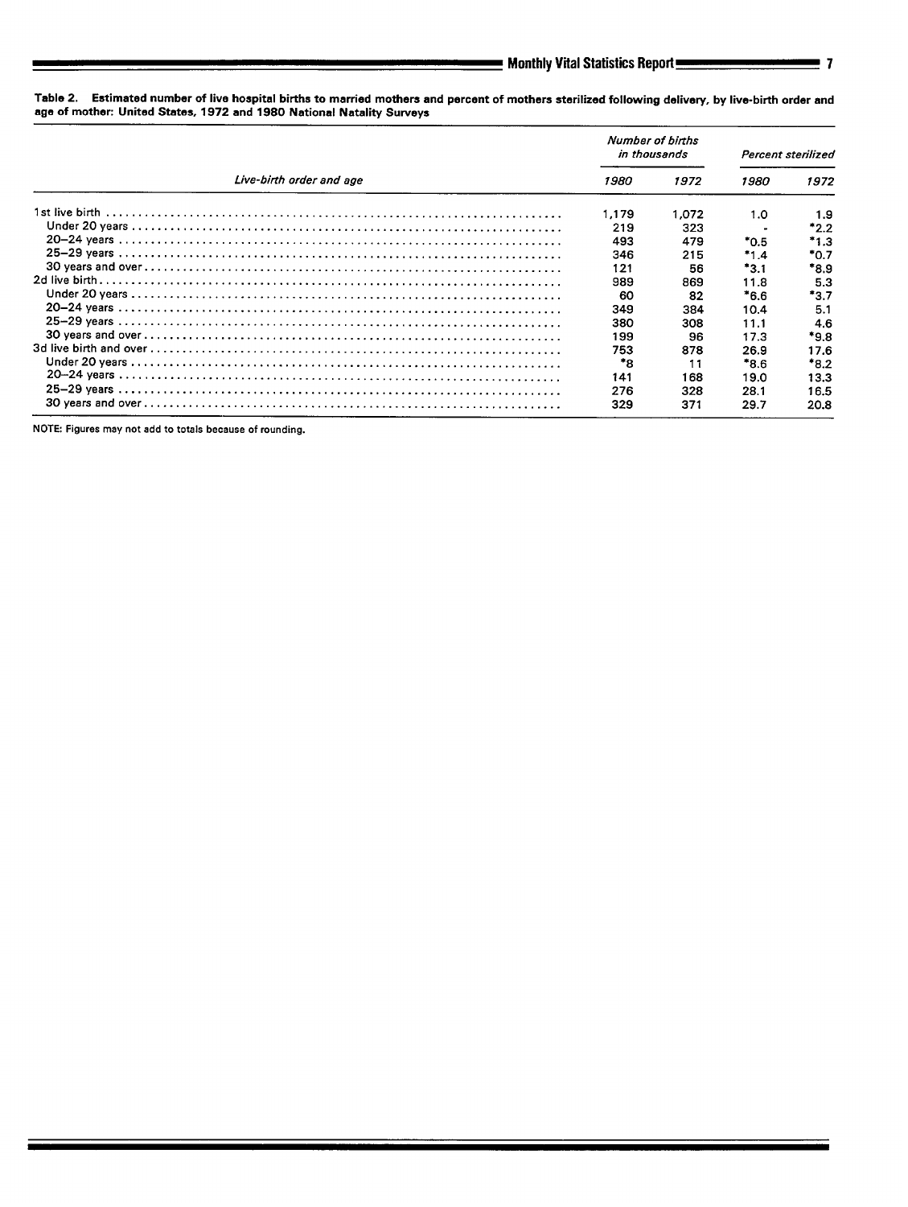**Table 2. Estimated number of live hospital births to married mothers and percent of mothers sterilized following delivery, by live-birth order and age of mother: United States, 1972 and 1980 National Natality Surveys**

| Live-birth order and age | Number of births in thousands | | Percent sterilized | |
|---|---|---|---|---|
| | 1980 | 1972 | 1980 | 1972 |
| 1st live birth | 1,179 | 1,072 | 1.0 | 1.9 |
| Under 20 years | 219 | 323 | - | *2.2 |
| 20–24 years | 493 | 479 | *0.5 | *1.3 |
| 25–29 years | 346 | 215 | *1.4 | *0.7 |
| 30 years and over | 121 | 56 | *3.1 | *8.9 |
| 2d live birth | 989 | 869 | 11.8 | 5.3 |
| Under 20 years | 60 | 82 | *6.6 | *3.7 |
| 20–24 years | 349 | 384 | 10.4 | 5.1 |
| 25–29 years | 380 | 308 | 11.1 | 4.6 |
| 30 years and over | 199 | 96 | 17.3 | *9.8 |
| 3d live birth and over | 753 | 878 | 26.9 | 17.6 |
| Under 20 years | *8 | 11 | *8.6 | *8.2 |
| 20–24 years | 141 | 168 | 19.0 | 13.3 |
| 25–29 years | 276 | 328 | 28.1 | 16.5 |
| 30 years and over | 329 | 371 | 29.7 | 20.8 |

NOTE: Figures may not add to totals because of rounding.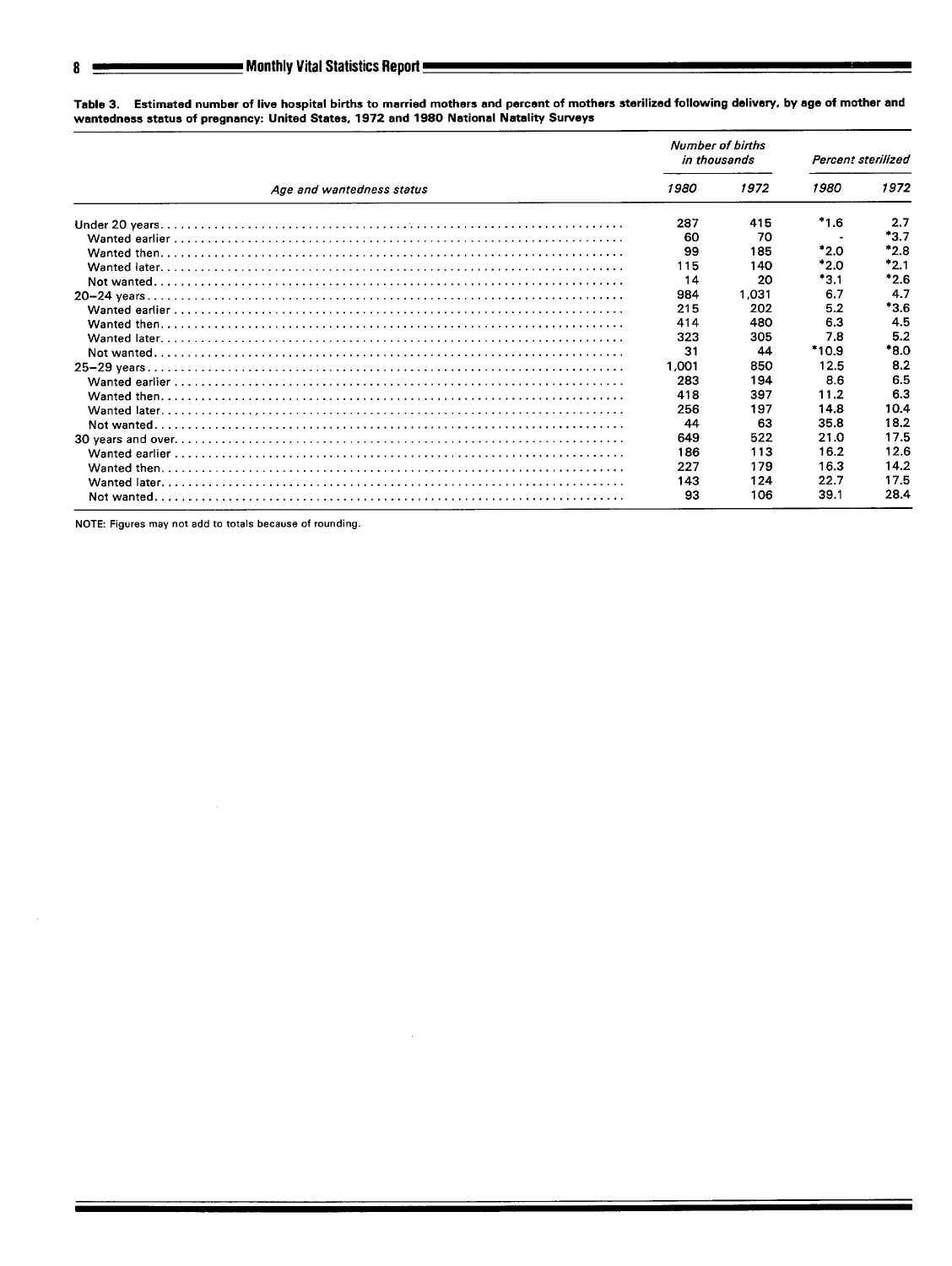**Table 3. Estimated number of live hospital births to married mothers and percent of mothers sterilized following delivery, by age of mother and wantedness status of pregnancy: United States, 1972 and 1980 National Natality Surveys**

| Age and wantedness status | Number of births in thousands | | Percent sterilized | |
|---|---|---|---|---|
| | 1980 | 1972 | 1980 | 1972 |
| Under 20 years | 287 | 415 | *1.6 | 2.7 |
| Wanted earlier | 60 | 70 | - | *3.7 |
| Wanted then | 99 | 185 | *2.0 | *2.8 |
| Wanted later | 115 | 140 | *2.0 | *2.1 |
| Not wanted | 14 | 20 | *3.1 | *2.6 |
| 20–24 years | 984 | 1,031 | 6.7 | 4.7 |
| Wanted earlier | 215 | 202 | 5.2 | *3.6 |
| Wanted then | 414 | 480 | 6.3 | 4.5 |
| Wanted later | 323 | 305 | 7.8 | 5.2 |
| Not wanted | 31 | 44 | *10.9 | *8.0 |
| 25–29 years | 1,001 | 850 | 12.5 | 8.2 |
| Wanted earlier | 283 | 194 | 8.6 | 6.5 |
| Wanted then | 418 | 397 | 11.2 | 6.3 |
| Wanted later | 256 | 197 | 14.8 | 10.4 |
| Not wanted | 44 | 63 | 35.8 | 18.2 |
| 30 years and over | 649 | 522 | 21.0 | 17.5 |
| Wanted earlier | 186 | 113 | 16.2 | 12.6 |
| Wanted then | 227 | 179 | 16.3 | 14.2 |
| Wanted later | 143 | 124 | 22.7 | 17.5 |
| Not wanted | 93 | 106 | 39.1 | 28.4 |

NOTE: Figures may not add to totals because of rounding.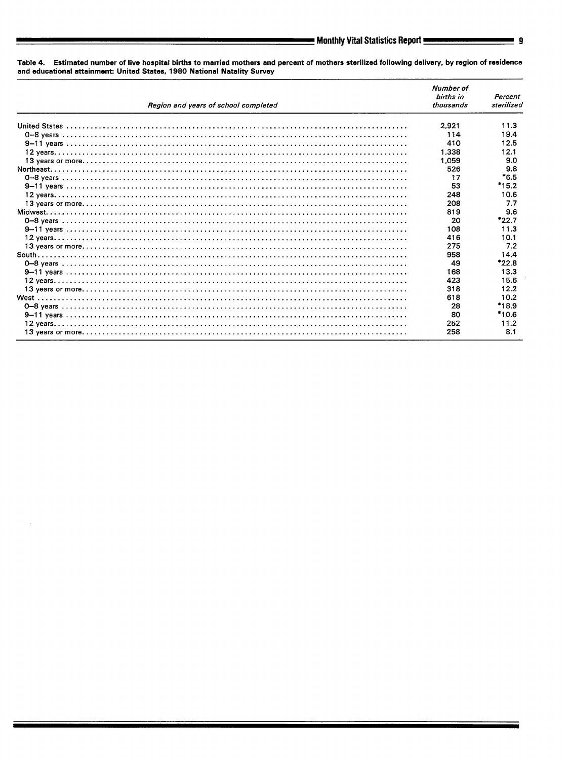**Table 4. Estimated number of live hospital births to married mothers and percent of mothers sterilized following delivery, by region of residence and educational attainment: United States, 1980 National Natality Survey**

| *Region and years of school completed* | *Number of births in thousands* | *Percent sterilized* |
|---|---|---|
| United States | 2,921 | 11.3 |
| 0–8 years | 114 | 19.4 |
| 9–11 years | 410 | 12.5 |
| 12 years | 1,338 | 12.1 |
| 13 years or more | 1,059 | 9.0 |
| Northeast | 526 | 9.8 |
| 0–8 years | 17 | *6.5 |
| 9–11 years | 53 | *15.2 |
| 12 years | 248 | 10.6 |
| 13 years or more | 208 | 7.7 |
| Midwest | 819 | 9.6 |
| 0–8 years | 20 | *22.7 |
| 9–11 years | 108 | 11.3 |
| 12 years | 416 | 10.1 |
| 13 years or more | 275 | 7.2 |
| South | 958 | 14.4 |
| 0–8 years | 49 | *22.8 |
| 9–11 years | 168 | 13.3 |
| 12 years | 423 | 15.6 |
| 13 years or more | 318 | 12.2 |
| West | 618 | 10.2 |
| 0–8 years | 28 | *18.9 |
| 9–11 years | 80 | *10.6 |
| 12 years | 252 | 11.2 |
| 13 years or more | 258 | 8.1 |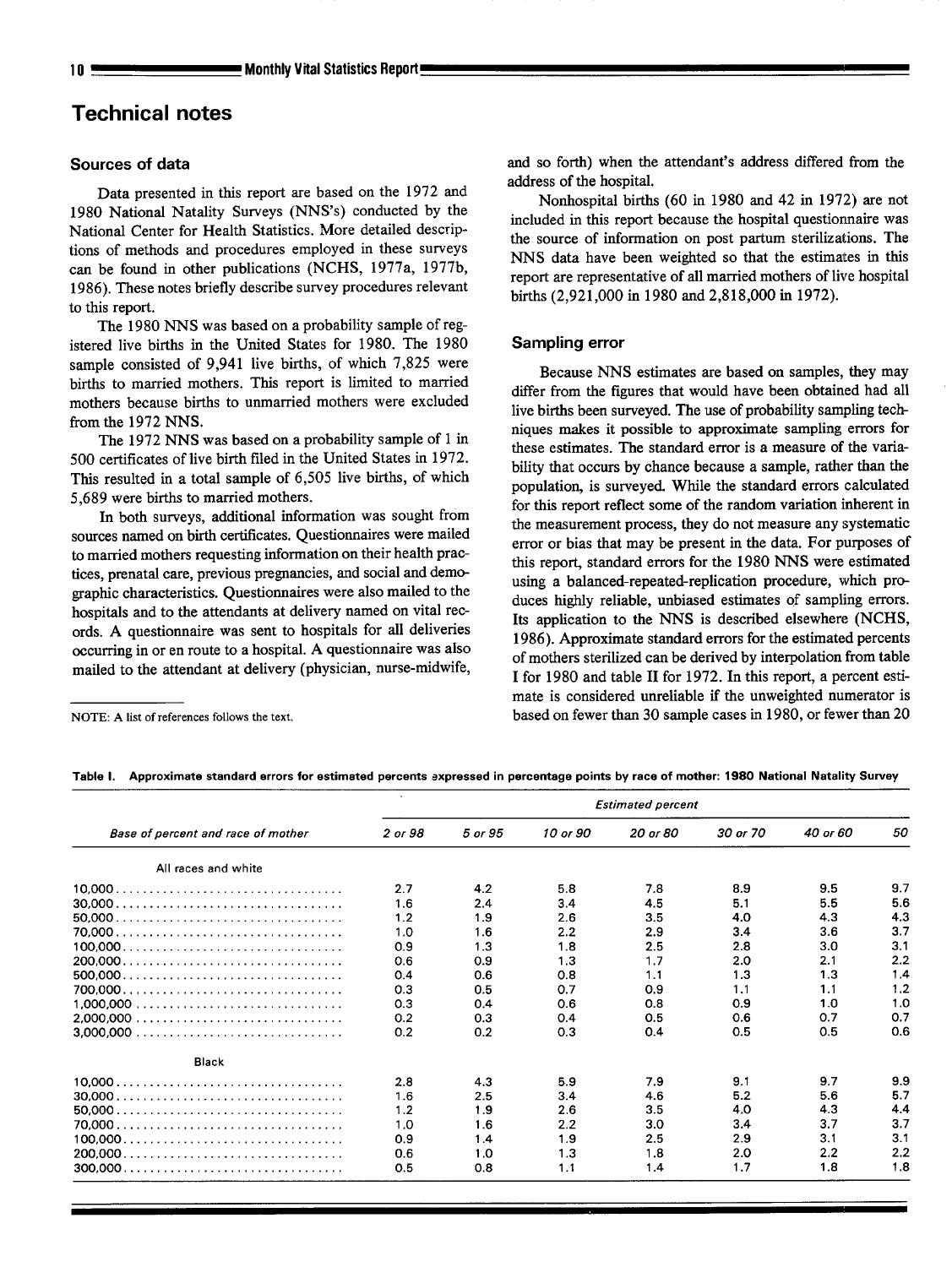## Technical notes

### Sources of data

Data presented in this report are based on the 1972 and 1980 National Natality Surveys (NNS's) conducted by the National Center for Health Statistics. More detailed descriptions of methods and procedures employed in these surveys can be found in other publications (NCHS, 1977a, 1977b, 1986). These notes briefly describe survey procedures relevant to this report.

The 1980 NNS was based on a probability sample of registered live births in the United States for 1980. The 1980 sample consisted of 9,941 live births, of which 7,825 were births to married mothers. This report is limited to married mothers because births to unmarried mothers were excluded from the 1972 NNS.

The 1972 NNS was based on a probability sample of 1 in 500 certificates of live birth filed in the United States in 1972. This resulted in a total sample of 6,505 live births, of which 5,689 were births to married mothers.

In both surveys, additional information was sought from sources named on birth certificates. Questionnaires were mailed to married mothers requesting information on their health practices, prenatal care, previous pregnancies, and social and demographic characteristics. Questionnaires were also mailed to the hospitals and to the attendants at delivery named on vital records. A questionnaire was sent to hospitals for all deliveries occurring in or en route to a hospital. A questionnaire was also mailed to the attendant at delivery (physician, nurse-midwife, and so forth) when the attendant's address differed from the address of the hospital.

Nonhospital births (60 in 1980 and 42 in 1972) are not included in this report because the hospital questionnaire was the source of information on post partum sterilizations. The NNS data have been weighted so that the estimates in this report are representative of all married mothers of live hospital births (2,921,000 in 1980 and 2,818,000 in 1972).

NOTE: A list of references follows the text.

### Sampling error

Because NNS estimates are based on samples, they may differ from the figures that would have been obtained had all live births been surveyed. The use of probability sampling techniques makes it possible to approximate sampling errors for these estimates. The standard error is a measure of the variability that occurs by chance because a sample, rather than the population, is surveyed. While the standard errors calculated for this report reflect some of the random variation inherent in the measurement process, they do not measure any systematic error or bias that may be present in the data. For purposes of this report, standard errors for the 1980 NNS were estimated using a balanced-repeated-replication procedure, which produces highly reliable, unbiased estimates of sampling errors. Its application to the NNS is described elsewhere (NCHS, 1986). Approximate standard errors for the estimated percents of mothers sterilized can be derived by interpolation from table I for 1980 and table II for 1972. In this report, a percent estimate is considered unreliable if the unweighted numerator is based on fewer than 30 sample cases in 1980, or fewer than 20

**Table I. Approximate standard errors for estimated percents expressed in percentage points by race of mother: 1980 National Natality Survey**

| Base of percent and race of mother | *Estimated percent* | | | | | | |
|---|---|---|---|---|---|---|---|
| | *2 or 98* | *5 or 95* | *10 or 90* | *20 or 80* | *30 or 70* | *40 or 60* | *50* |
| All races and white | | | | | | | |
| 10,000 | 2.7 | 4.2 | 5.8 | 7.8 | 8.9 | 9.5 | 9.7 |
| 30,000 | 1.6 | 2.4 | 3.4 | 4.5 | 5.1 | 5.5 | 5.6 |
| 50,000 | 1.2 | 1.9 | 2.6 | 3.5 | 4.0 | 4.3 | 4.3 |
| 70,000 | 1.0 | 1.6 | 2.2 | 2.9 | 3.4 | 3.6 | 3.7 |
| 100,000 | 0.9 | 1.3 | 1.8 | 2.5 | 2.8 | 3.0 | 3.1 |
| 200,000 | 0.6 | 0.9 | 1.3 | 1.7 | 2.0 | 2.1 | 2.2 |
| 500,000 | 0.4 | 0.6 | 0.8 | 1.1 | 1.3 | 1.3 | 1.4 |
| 700,000 | 0.3 | 0.5 | 0.7 | 0.9 | 1.1 | 1.1 | 1.2 |
| 1,000,000 | 0.3 | 0.4 | 0.6 | 0.8 | 0.9 | 1.0 | 1.0 |
| 2,000,000 | 0.2 | 0.3 | 0.4 | 0.5 | 0.6 | 0.7 | 0.7 |
| 3,000,000 | 0.2 | 0.2 | 0.3 | 0.4 | 0.5 | 0.5 | 0.6 |
| Black | | | | | | | |
| 10,000 | 2.8 | 4.3 | 5.9 | 7.9 | 9.1 | 9.7 | 9.9 |
| 30,000 | 1.6 | 2.5 | 3.4 | 4.6 | 5.2 | 5.6 | 5.7 |
| 50,000 | 1.2 | 1.9 | 2.6 | 3.5 | 4.0 | 4.3 | 4.4 |
| 70,000 | 1.0 | 1.6 | 2.2 | 3.0 | 3.4 | 3.7 | 3.7 |
| 100,000 | 0.9 | 1.4 | 1.9 | 2.5 | 2.9 | 3.1 | 3.1 |
| 200,000 | 0.6 | 1.0 | 1.3 | 1.8 | 2.0 | 2.2 | 2.2 |
| 300,000 | 0.5 | 0.8 | 1.1 | 1.4 | 1.7 | 1.8 | 1.8 |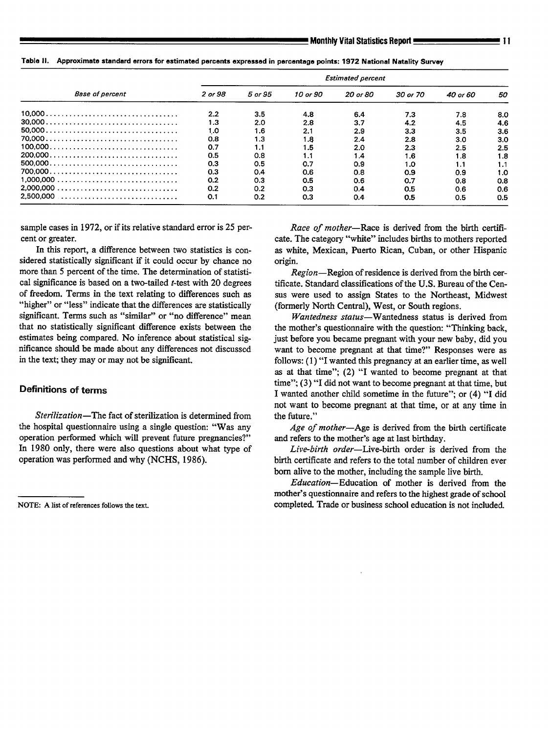Table II. Approximate standard errors for estimated percents expressed in percentage points: 1972 National Natality Survey

| Base of percent | Estimated percent | | | | | | |
|---|---|---|---|---|---|---|---|
| | 2 or 98 | 5 or 95 | 10 or 90 | 20 or 80 | 30 or 70 | 40 or 60 | 50 |
| 10,000 | 2.2 | 3.5 | 4.8 | 6.4 | 7.3 | 7.8 | 8.0 |
| 30,000 | 1.3 | 2.0 | 2.8 | 3.7 | 4.2 | 4.5 | 4.6 |
| 50,000 | 1.0 | 1.6 | 2.1 | 2.9 | 3.3 | 3.5 | 3.6 |
| 70,000 | 0.8 | 1.3 | 1.8 | 2.4 | 2.8 | 3.0 | 3.0 |
| 100,000 | 0.7 | 1.1 | 1.5 | 2.0 | 2.3 | 2.5 | 2.5 |
| 200,000 | 0.5 | 0.8 | 1.1 | 1.4 | 1.6 | 1.8 | 1.8 |
| 500,000 | 0.3 | 0.5 | 0.7 | 0.9 | 1.0 | 1.1 | 1.1 |
| 700,000 | 0.3 | 0.4 | 0.6 | 0.8 | 0.9 | 0.9 | 1.0 |
| 1,000,000 | 0.2 | 0.3 | 0.5 | 0.6 | 0.7 | 0.8 | 0.8 |
| 2,000,000 | 0.2 | 0.2 | 0.3 | 0.4 | 0.5 | 0.6 | 0.6 |
| 2,500,000 | 0.1 | 0.2 | 0.3 | 0.4 | 0.5 | 0.5 | 0.5 |

sample cases in 1972, or if its relative standard error is 25 percent or greater.

In this report, a difference between two statistics is considered statistically significant if it could occur by chance no more than 5 percent of the time. The determination of statistical significance is based on a two-tailed *t*-test with 20 degrees of freedom. Terms in the text relating to differences such as "higher" or "less" indicate that the differences are statistically significant. Terms such as "similar" or "no difference" mean that no statistically significant difference exists between the estimates being compared. No inference about statistical significance should be made about any differences not discussed in the text; they may or may not be significant.

## Definitions of terms

*Sterilization*—The fact of sterilization is determined from the hospital questionnaire using a single question: "Was any operation performed which will prevent future pregnancies?" In 1980 only, there were also questions about what type of operation was performed and why (NCHS, 1986).

*Race of mother*—Race is derived from the birth certificate. The category "white" includes births to mothers reported as white, Mexican, Puerto Rican, Cuban, or other Hispanic origin.

*Region*—Region of residence is derived from the birth certificate. Standard classifications of the U.S. Bureau of the Census were used to assign States to the Northeast, Midwest (formerly North Central), West, or South regions.

*Wantedness status*—Wantedness status is derived from the mother's questionnaire with the question: "Thinking back, just before you became pregnant with your new baby, did you want to become pregnant at that time?" Responses were as follows: (1) "I wanted this pregnancy at an earlier time, as well as at that time"; (2) "I wanted to become pregnant at that time"; (3) "I did not want to become pregnant at that time, but I wanted another child sometime in the future"; or (4) "I did not want to become pregnant at that time, or at any time in the future."

*Age of mother*—Age is derived from the birth certificate and refers to the mother's age at last birthday.

*Live-birth order*—Live-birth order is derived from the birth certificate and refers to the total number of children ever born alive to the mother, including the sample live birth.

*Education*—Education of mother is derived from the mother's questionnaire and refers to the highest grade of school completed. Trade or business school education is not included.

NOTE: A list of references follows the text.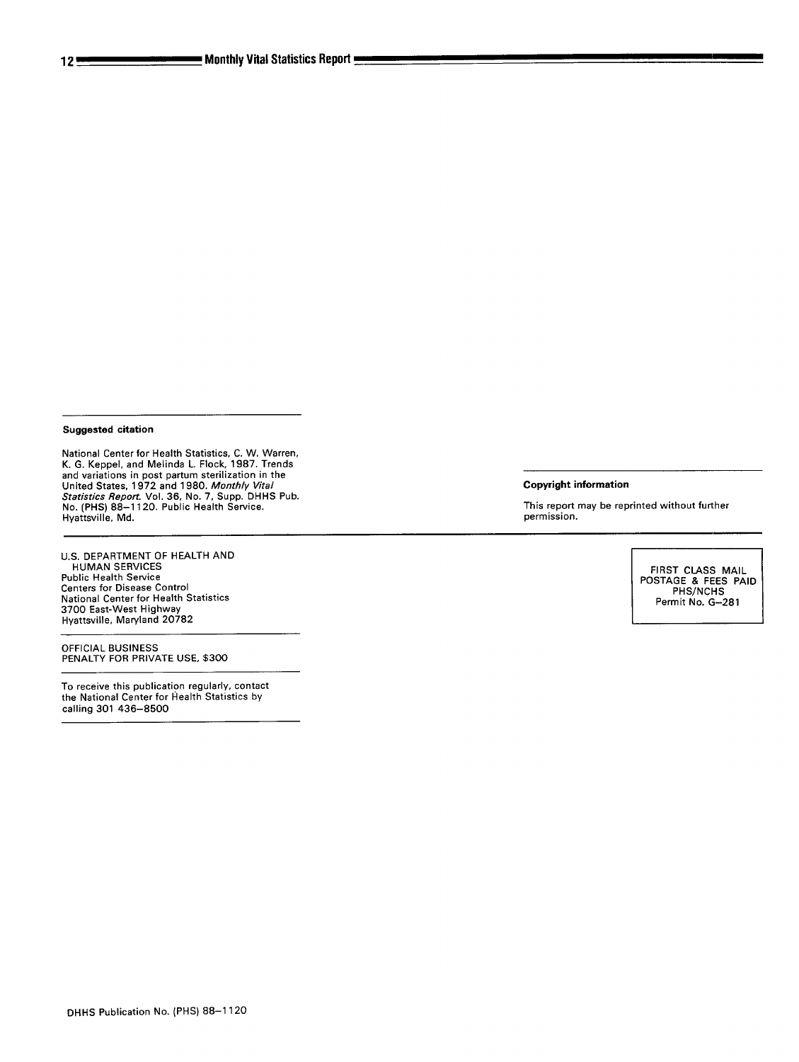**Suggested citation**

National Center for Health Statistics, C. W. Warren, K. G. Keppel, and Melinda L. Flock. 1987. Trends and variations in post partum sterilization in the United States, 1972 and 1980. *Monthly Vital Statistics Report.* Vol. 36, No. 7, Supp. DHHS Pub. No. (PHS) 88–1120. Public Health Service. Hyattsville, Md.

**Copyright information**

This report may be reprinted without further permission.

U.S. DEPARTMENT OF HEALTH AND HUMAN SERVICES
Public Health Service
Centers for Disease Control
National Center for Health Statistics
3700 East-West Highway
Hyattsville, Maryland 20782

FIRST CLASS MAIL
POSTAGE & FEES PAID
PHS/NCHS
Permit No. G–281

OFFICIAL BUSINESS
PENALTY FOR PRIVATE USE, $300

To receive this publication regularly, contact the National Center for Health Statistics by calling 301 436–8500

DHHS Publication No. (PHS) 88–1120